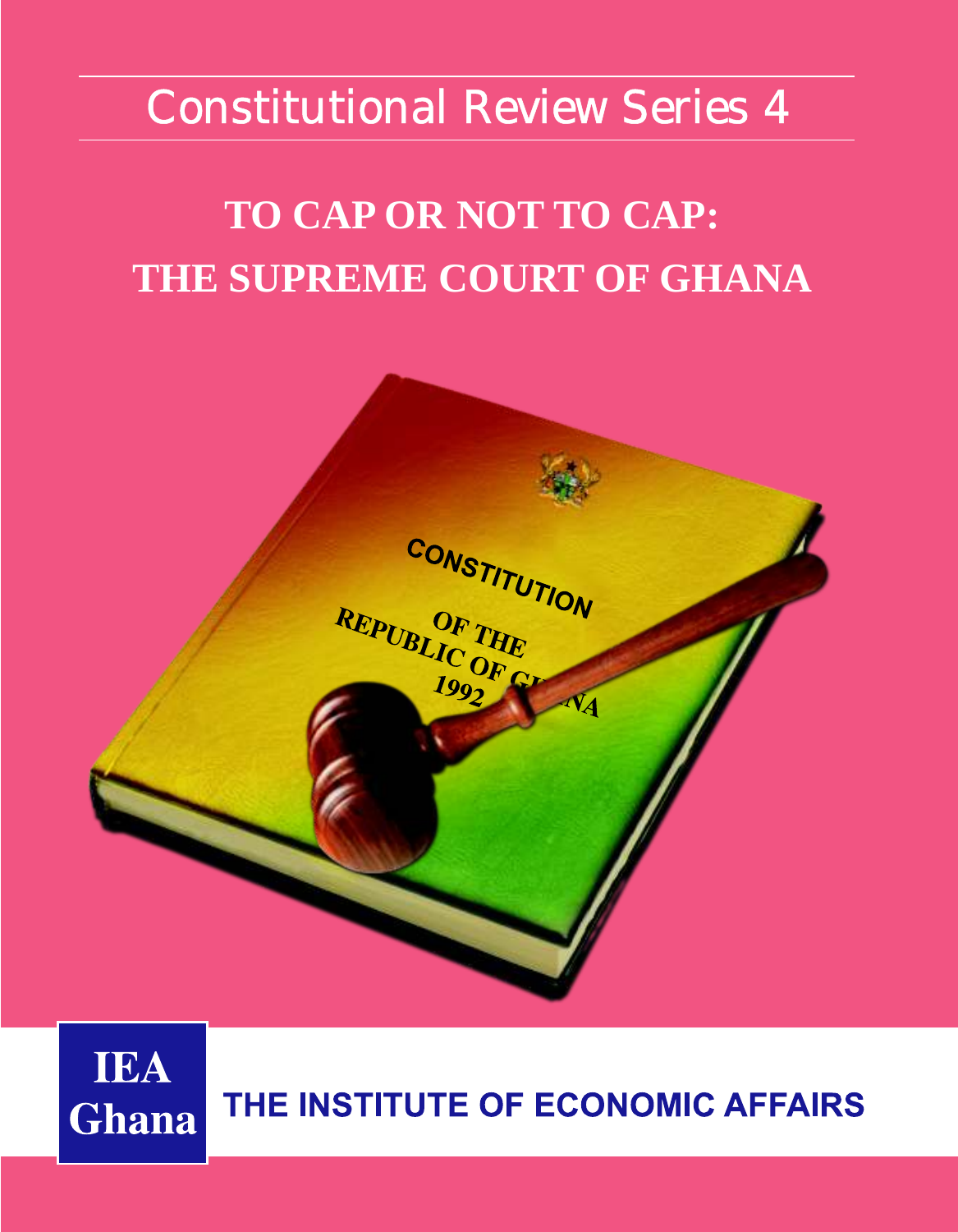Constitutional Review Series 4

# TO CAP OR NOT TO CAP: THE SUPREME COURT OF GHANA

IEA Ghana

THE INSTITUTE OF ECONOMIC AFFAIRS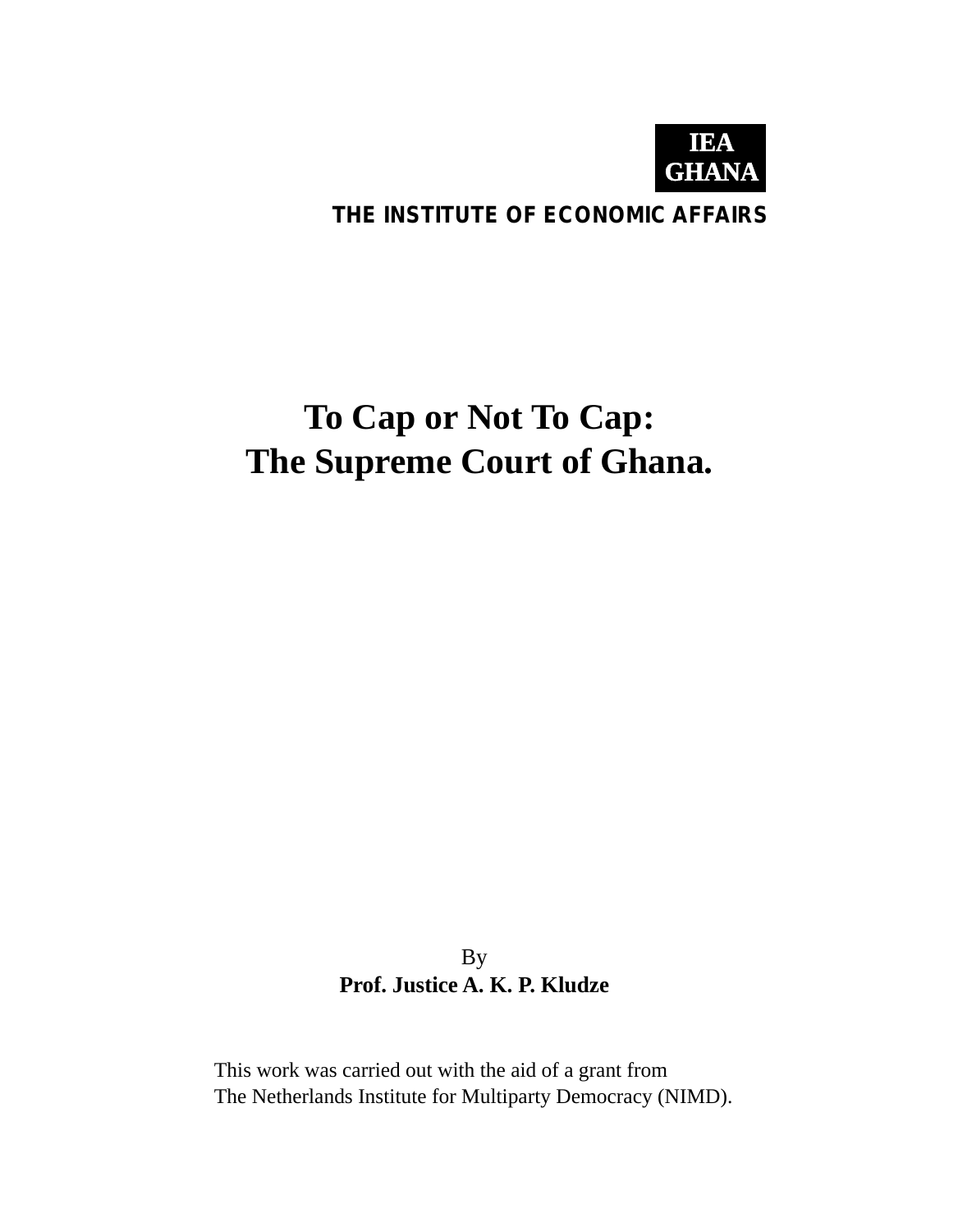**IEA GHANA**

**THE INSTITUTE OF ECONOMIC AFFAIRS**

# To Cap or Not To Cap: The Supreme Court of Ghana.

By

**Prof. Justice A. K. P. Kludze**

This work was carried out with the aid of a grant from
The Netherlands Institute for Multiparty Democracy (NIMD).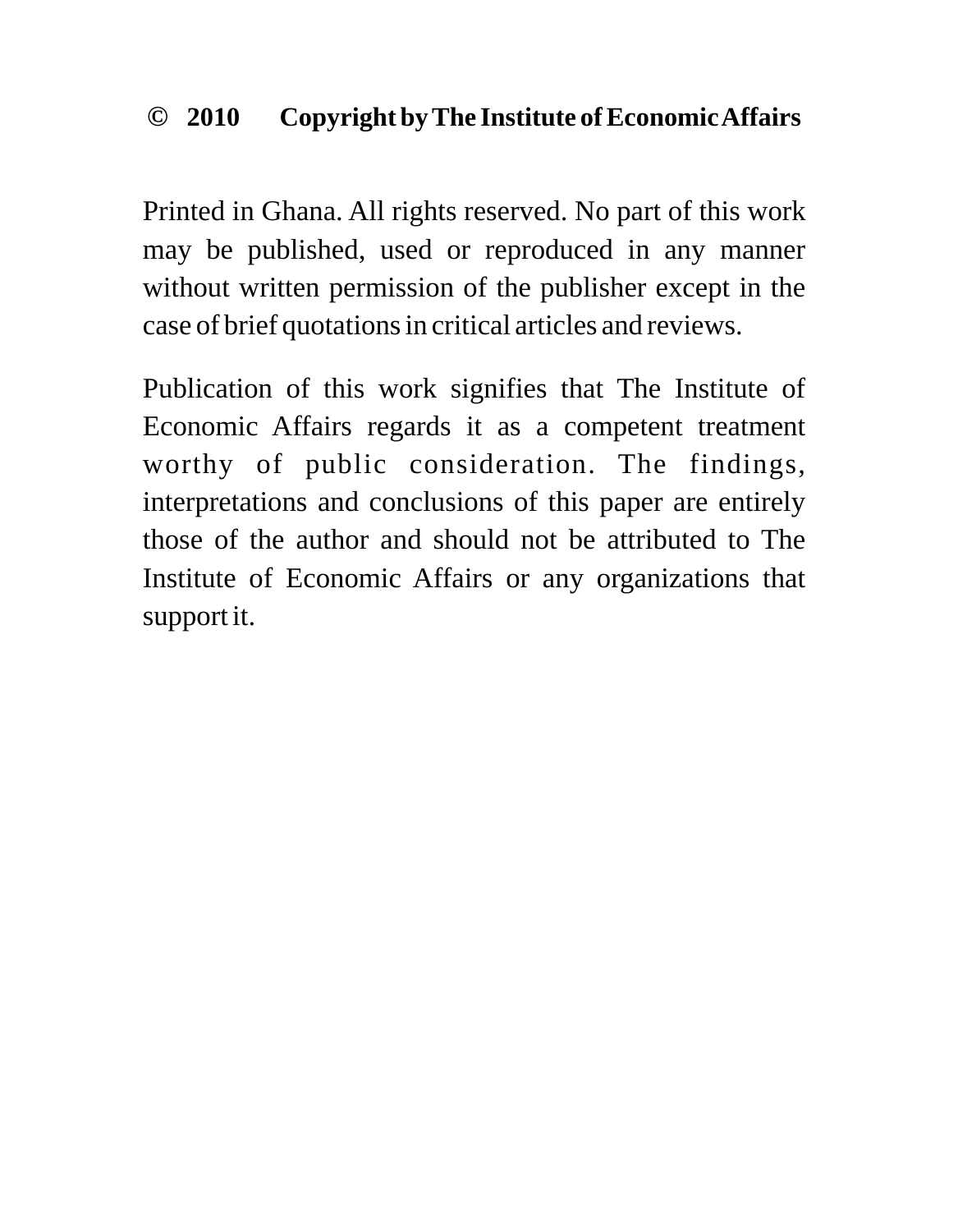**© 2010 Copyright by The Institute of Economic Affairs**

Printed in Ghana. All rights reserved. No part of this work may be published, used or reproduced in any manner without written permission of the publisher except in the case of brief quotations in critical articles and reviews.

Publication of this work signifies that The Institute of Economic Affairs regards it as a competent treatment worthy of public consideration. The findings, interpretations and conclusions of this paper are entirely those of the author and should not be attributed to The Institute of Economic Affairs or any organizations that support it.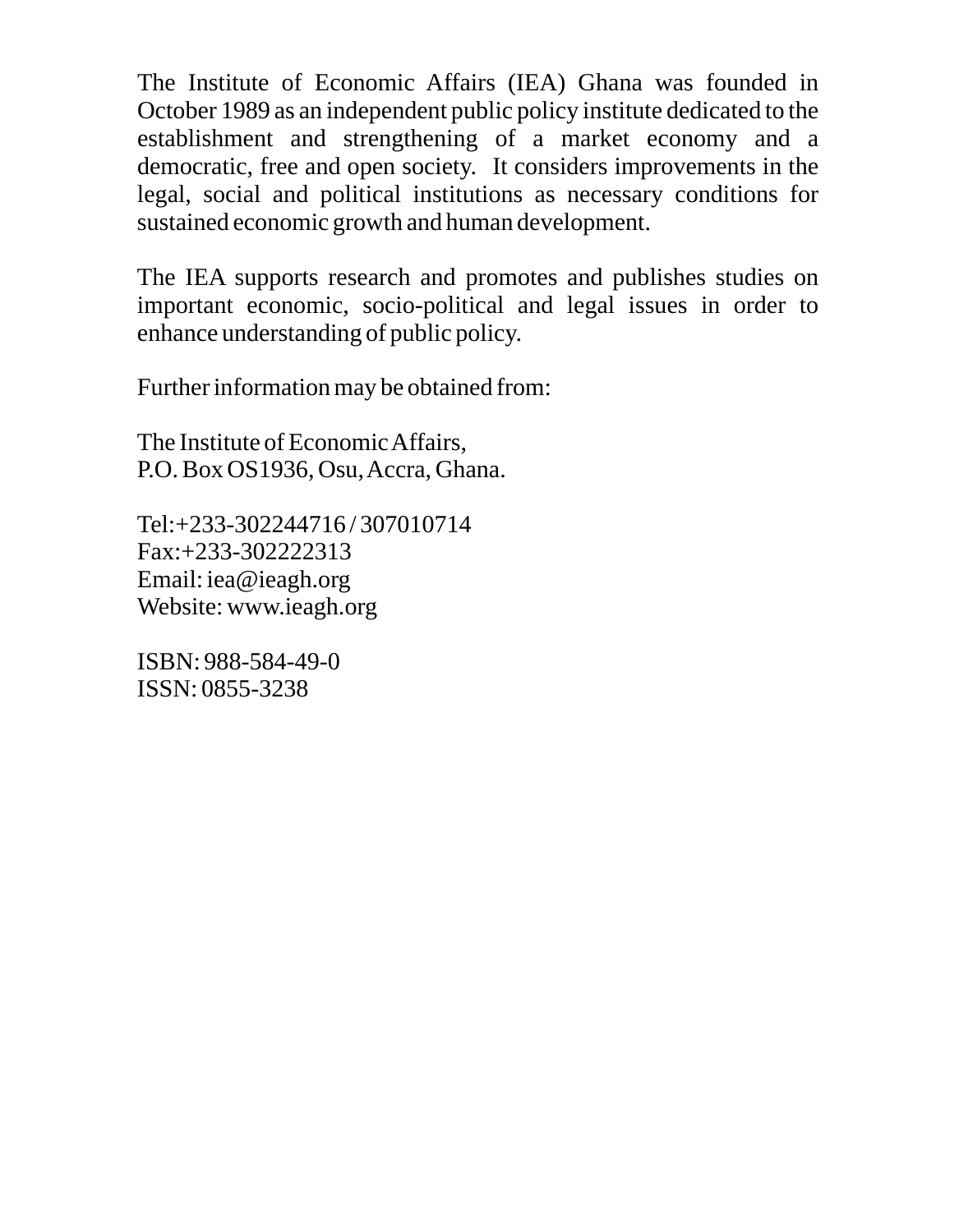The Institute of Economic Affairs (IEA) Ghana was founded in October 1989 as an independent public policy institute dedicated to the establishment and strengthening of a market economy and a democratic, free and open society. It considers improvements in the legal, social and political institutions as necessary conditions for sustained economic growth and human development.

The IEA supports research and promotes and publishes studies on important economic, socio-political and legal issues in order to enhance understanding of public policy.

Further information may be obtained from:

The Institute of Economic Affairs,
P.O. Box OS1936, Osu, Accra, Ghana.

Tel:+233-302244716 / 307010714
Fax:+233-302222313
Email: iea@ieagh.org
Website: www.ieagh.org

ISBN: 988-584-49-0
ISSN: 0855-3238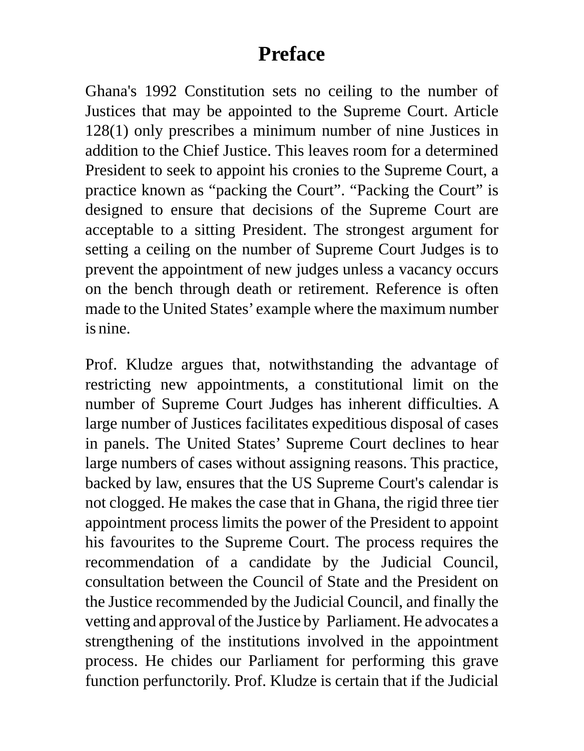# Preface

Ghana's 1992 Constitution sets no ceiling to the number of Justices that may be appointed to the Supreme Court. Article 128(1) only prescribes a minimum number of nine Justices in addition to the Chief Justice. This leaves room for a determined President to seek to appoint his cronies to the Supreme Court, a practice known as "packing the Court". "Packing the Court" is designed to ensure that decisions of the Supreme Court are acceptable to a sitting President. The strongest argument for setting a ceiling on the number of Supreme Court Judges is to prevent the appointment of new judges unless a vacancy occurs on the bench through death or retirement. Reference is often made to the United States' example where the maximum number is nine.

Prof. Kludze argues that, notwithstanding the advantage of restricting new appointments, a constitutional limit on the number of Supreme Court Judges has inherent difficulties. A large number of Justices facilitates expeditious disposal of cases in panels. The United States' Supreme Court declines to hear large numbers of cases without assigning reasons. This practice, backed by law, ensures that the US Supreme Court's calendar is not clogged. He makes the case that in Ghana, the rigid three tier appointment process limits the power of the President to appoint his favourites to the Supreme Court. The process requires the recommendation of a candidate by the Judicial Council, consultation between the Council of State and the President on the Justice recommended by the Judicial Council, and finally the vetting and approval of the Justice by Parliament. He advocates a strengthening of the institutions involved in the appointment process. He chides our Parliament for performing this grave function perfunctorily. Prof. Kludze is certain that if the Judicial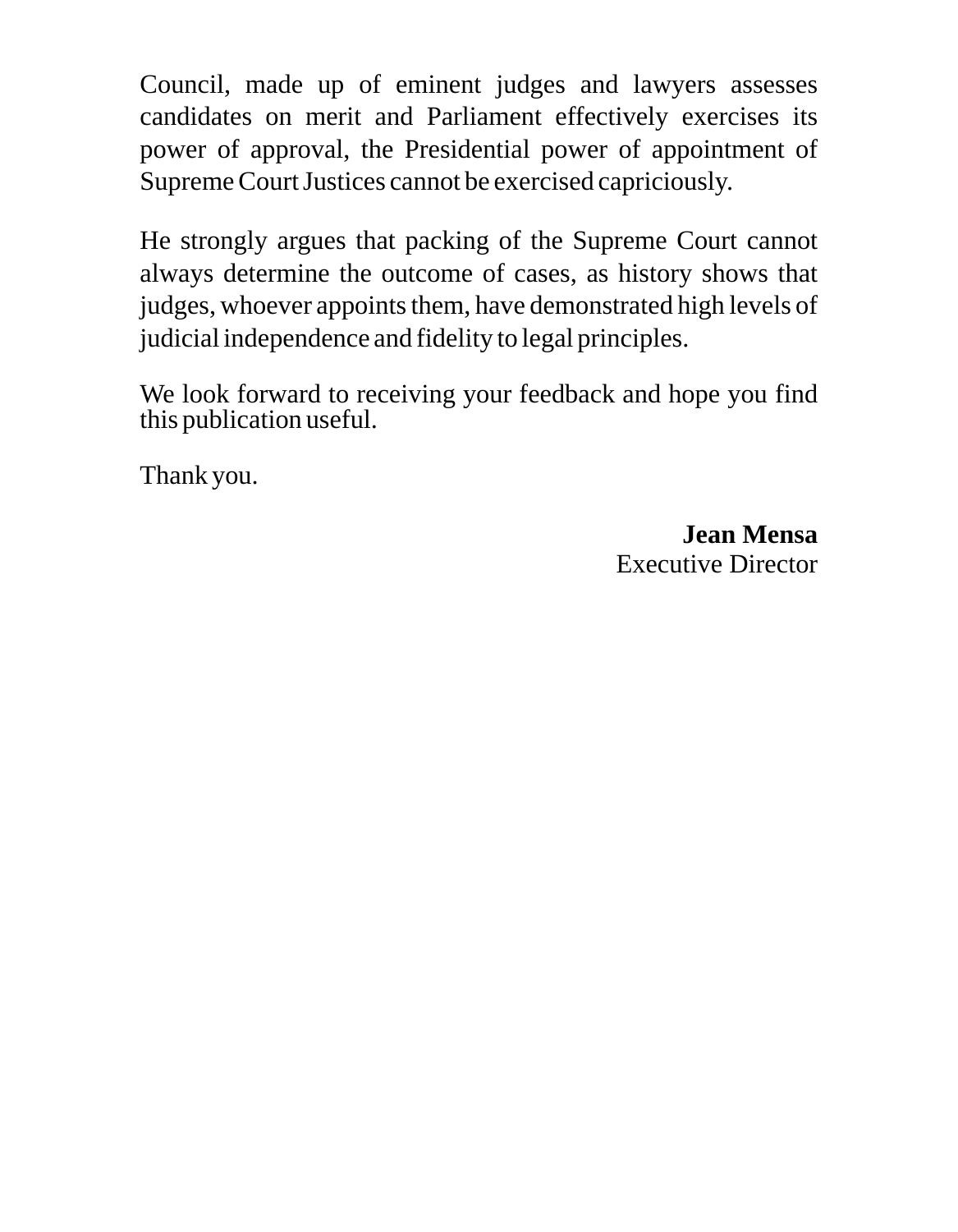Council, made up of eminent judges and lawyers assesses candidates on merit and Parliament effectively exercises its power of approval, the Presidential power of appointment of Supreme Court Justices cannot be exercised capriciously.

He strongly argues that packing of the Supreme Court cannot always determine the outcome of cases, as history shows that judges, whoever appoints them, have demonstrated high levels of judicial independence and fidelity to legal principles.

We look forward to receiving your feedback and hope you find this publication useful.

Thank you.

**Jean Mensa**
Executive Director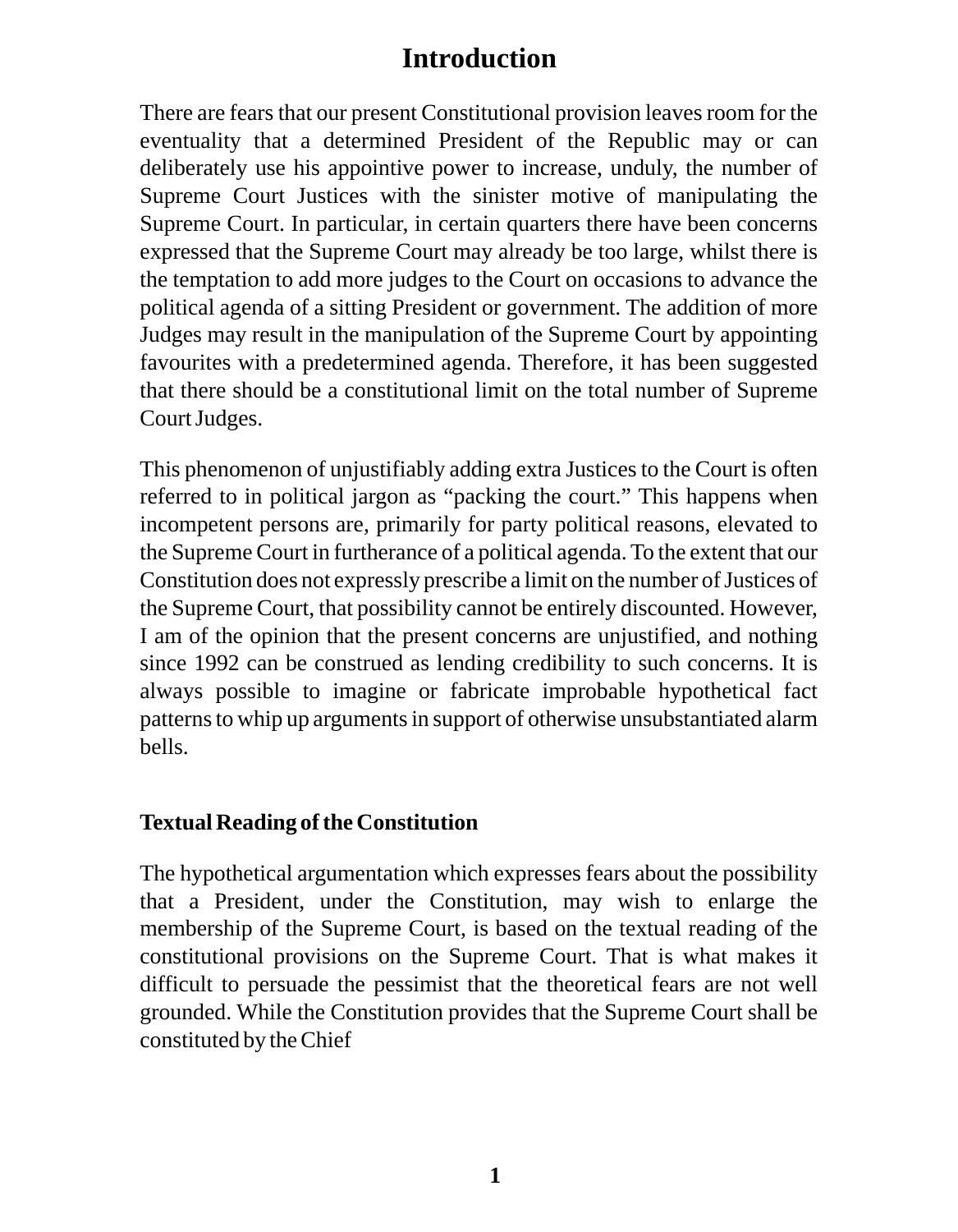# Introduction

There are fears that our present Constitutional provision leaves room for the eventuality that a determined President of the Republic may or can deliberately use his appointive power to increase, unduly, the number of Supreme Court Justices with the sinister motive of manipulating the Supreme Court. In particular, in certain quarters there have been concerns expressed that the Supreme Court may already be too large, whilst there is the temptation to add more judges to the Court on occasions to advance the political agenda of a sitting President or government. The addition of more Judges may result in the manipulation of the Supreme Court by appointing favourites with a predetermined agenda. Therefore, it has been suggested that there should be a constitutional limit on the total number of Supreme Court Judges.

This phenomenon of unjustifiably adding extra Justices to the Court is often referred to in political jargon as "packing the court." This happens when incompetent persons are, primarily for party political reasons, elevated to the Supreme Court in furtherance of a political agenda. To the extent that our Constitution does not expressly prescribe a limit on the number of Justices of the Supreme Court, that possibility cannot be entirely discounted. However, I am of the opinion that the present concerns are unjustified, and nothing since 1992 can be construed as lending credibility to such concerns. It is always possible to imagine or fabricate improbable hypothetical fact patterns to whip up arguments in support of otherwise unsubstantiated alarm bells.

### Textual Reading of the Constitution

The hypothetical argumentation which expresses fears about the possibility that a President, under the Constitution, may wish to enlarge the membership of the Supreme Court, is based on the textual reading of the constitutional provisions on the Supreme Court. That is what makes it difficult to persuade the pessimist that the theoretical fears are not well grounded. While the Constitution provides that the Supreme Court shall be constituted by the Chief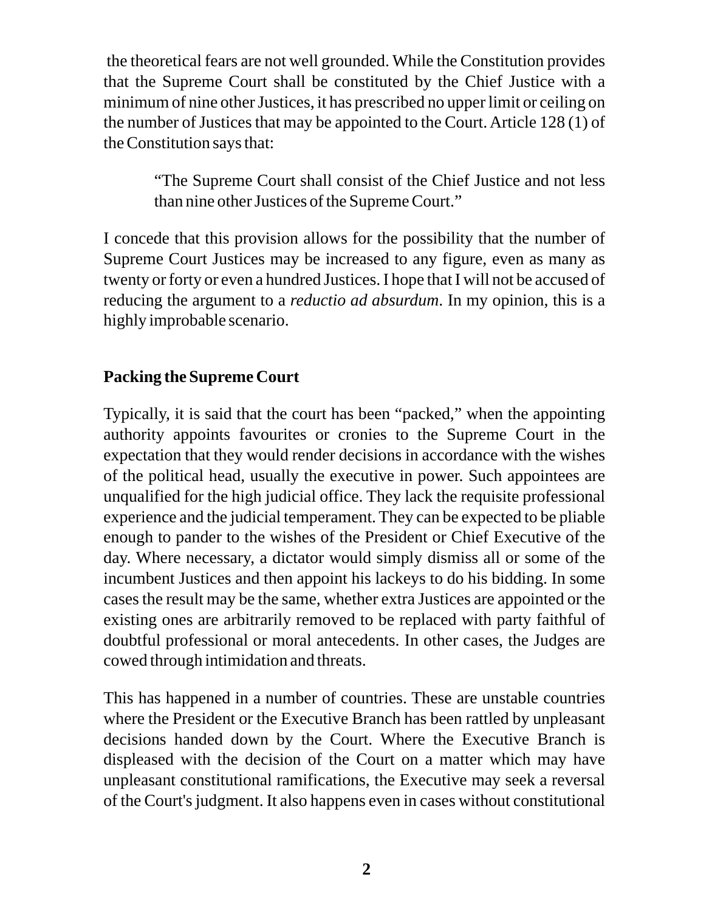the theoretical fears are not well grounded. While the Constitution provides that the Supreme Court shall be constituted by the Chief Justice with a minimum of nine other Justices, it has prescribed no upper limit or ceiling on the number of Justices that may be appointed to the Court. Article 128 (1) of the Constitution says that:

> "The Supreme Court shall consist of the Chief Justice and not less than nine other Justices of the Supreme Court."

I concede that this provision allows for the possibility that the number of Supreme Court Justices may be increased to any figure, even as many as twenty or forty or even a hundred Justices. I hope that I will not be accused of reducing the argument to a *reductio ad absurdum*. In my opinion, this is a highly improbable scenario.

**Packing the Supreme Court**

Typically, it is said that the court has been "packed," when the appointing authority appoints favourites or cronies to the Supreme Court in the expectation that they would render decisions in accordance with the wishes of the political head, usually the executive in power. Such appointees are unqualified for the high judicial office. They lack the requisite professional experience and the judicial temperament. They can be expected to be pliable enough to pander to the wishes of the President or Chief Executive of the day. Where necessary, a dictator would simply dismiss all or some of the incumbent Justices and then appoint his lackeys to do his bidding. In some cases the result may be the same, whether extra Justices are appointed or the existing ones are arbitrarily removed to be replaced with party faithful of doubtful professional or moral antecedents. In other cases, the Judges are cowed through intimidation and threats.

This has happened in a number of countries. These are unstable countries where the President or the Executive Branch has been rattled by unpleasant decisions handed down by the Court. Where the Executive Branch is displeased with the decision of the Court on a matter which may have unpleasant constitutional ramifications, the Executive may seek a reversal of the Court's judgment. It also happens even in cases without constitutional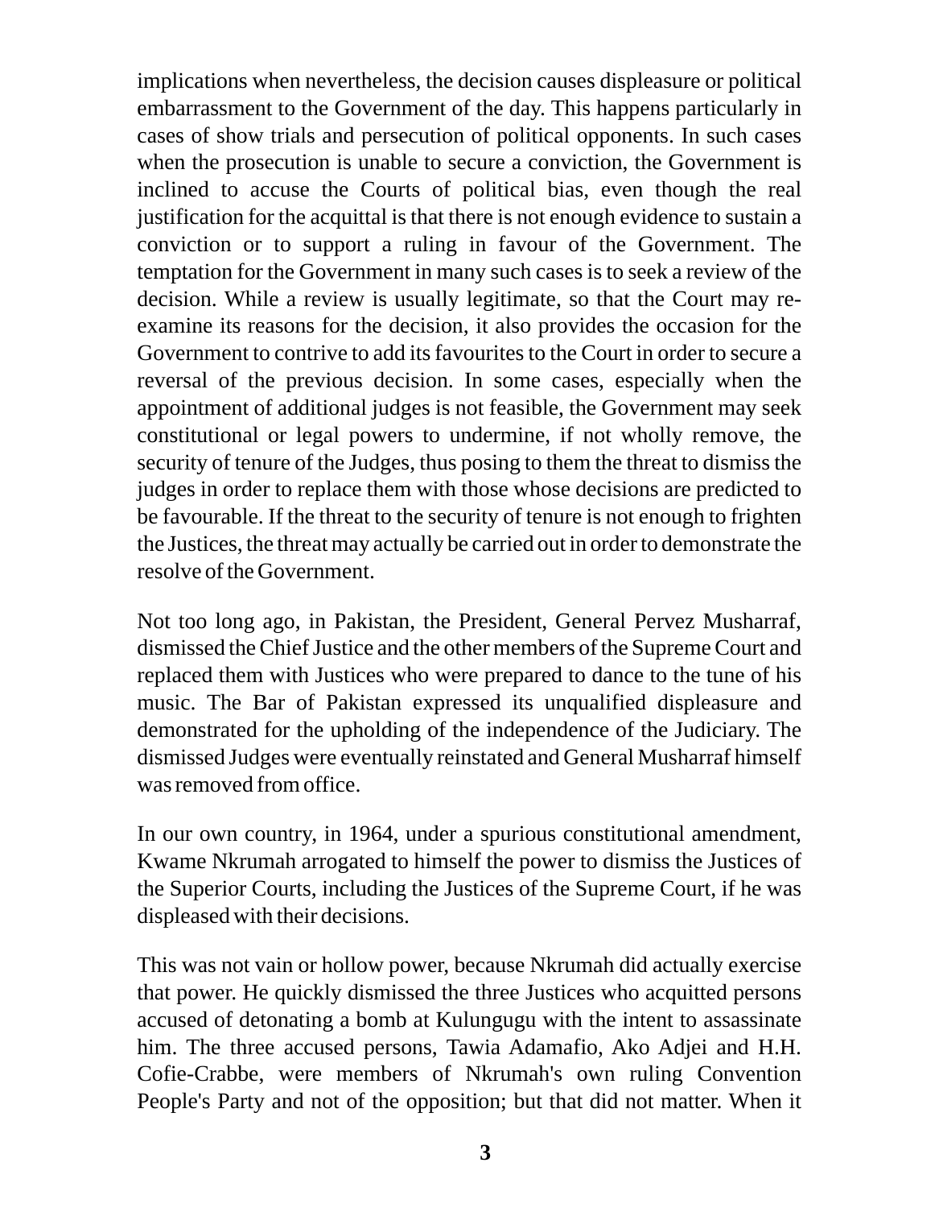implications when nevertheless, the decision causes displeasure or political embarrassment to the Government of the day. This happens particularly in cases of show trials and persecution of political opponents. In such cases when the prosecution is unable to secure a conviction, the Government is inclined to accuse the Courts of political bias, even though the real justification for the acquittal is that there is not enough evidence to sustain a conviction or to support a ruling in favour of the Government. The temptation for the Government in many such cases is to seek a review of the decision. While a review is usually legitimate, so that the Court may re-examine its reasons for the decision, it also provides the occasion for the Government to contrive to add its favourites to the Court in order to secure a reversal of the previous decision. In some cases, especially when the appointment of additional judges is not feasible, the Government may seek constitutional or legal powers to undermine, if not wholly remove, the security of tenure of the Judges, thus posing to them the threat to dismiss the judges in order to replace them with those whose decisions are predicted to be favourable. If the threat to the security of tenure is not enough to frighten the Justices, the threat may actually be carried out in order to demonstrate the resolve of the Government.

Not too long ago, in Pakistan, the President, General Pervez Musharraf, dismissed the Chief Justice and the other members of the Supreme Court and replaced them with Justices who were prepared to dance to the tune of his music. The Bar of Pakistan expressed its unqualified displeasure and demonstrated for the upholding of the independence of the Judiciary. The dismissed Judges were eventually reinstated and General Musharraf himself was removed from office.

In our own country, in 1964, under a spurious constitutional amendment, Kwame Nkrumah arrogated to himself the power to dismiss the Justices of the Superior Courts, including the Justices of the Supreme Court, if he was displeased with their decisions.

This was not vain or hollow power, because Nkrumah did actually exercise that power. He quickly dismissed the three Justices who acquitted persons accused of detonating a bomb at Kulungugu with the intent to assassinate him. The three accused persons, Tawia Adamafio, Ako Adjei and H.H. Cofie-Crabbe, were members of Nkrumah's own ruling Convention People's Party and not of the opposition; but that did not matter. When it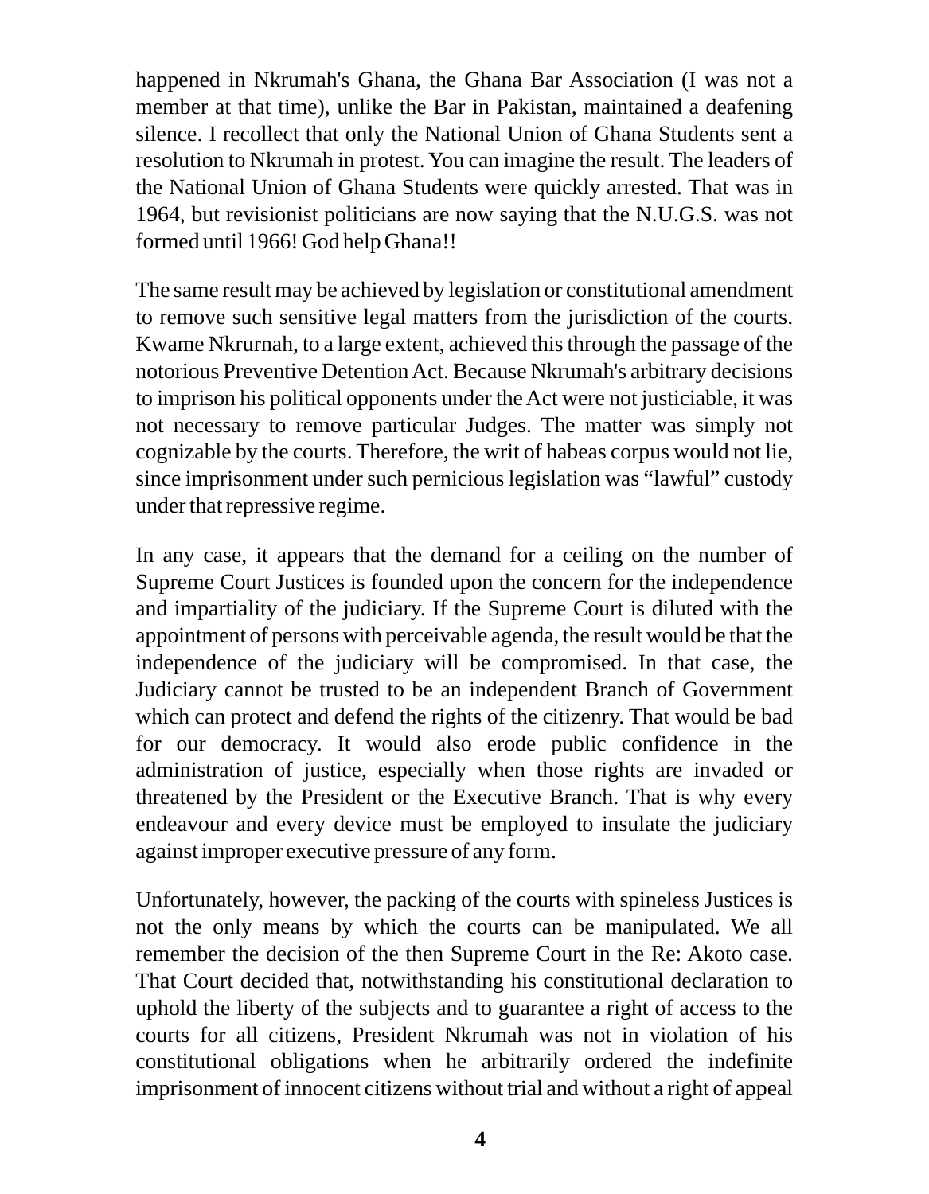happened in Nkrumah's Ghana, the Ghana Bar Association (I was not a member at that time), unlike the Bar in Pakistan, maintained a deafening silence. I recollect that only the National Union of Ghana Students sent a resolution to Nkrumah in protest. You can imagine the result. The leaders of the National Union of Ghana Students were quickly arrested. That was in 1964, but revisionist politicians are now saying that the N.U.G.S. was not formed until 1966! God help Ghana!!

The same result may be achieved by legislation or constitutional amendment to remove such sensitive legal matters from the jurisdiction of the courts. Kwame Nkrurnah, to a large extent, achieved this through the passage of the notorious Preventive Detention Act. Because Nkrumah's arbitrary decisions to imprison his political opponents under the Act were not justiciable, it was not necessary to remove particular Judges. The matter was simply not cognizable by the courts. Therefore, the writ of habeas corpus would not lie, since imprisonment under such pernicious legislation was "lawful" custody under that repressive regime.

In any case, it appears that the demand for a ceiling on the number of Supreme Court Justices is founded upon the concern for the independence and impartiality of the judiciary. If the Supreme Court is diluted with the appointment of persons with perceivable agenda, the result would be that the independence of the judiciary will be compromised. In that case, the Judiciary cannot be trusted to be an independent Branch of Government which can protect and defend the rights of the citizenry. That would be bad for our democracy. It would also erode public confidence in the administration of justice, especially when those rights are invaded or threatened by the President or the Executive Branch. That is why every endeavour and every device must be employed to insulate the judiciary against improper executive pressure of any form.

Unfortunately, however, the packing of the courts with spineless Justices is not the only means by which the courts can be manipulated. We all remember the decision of the then Supreme Court in the Re: Akoto case. That Court decided that, notwithstanding his constitutional declaration to uphold the liberty of the subjects and to guarantee a right of access to the courts for all citizens, President Nkrumah was not in violation of his constitutional obligations when he arbitrarily ordered the indefinite imprisonment of innocent citizens without trial and without a right of appeal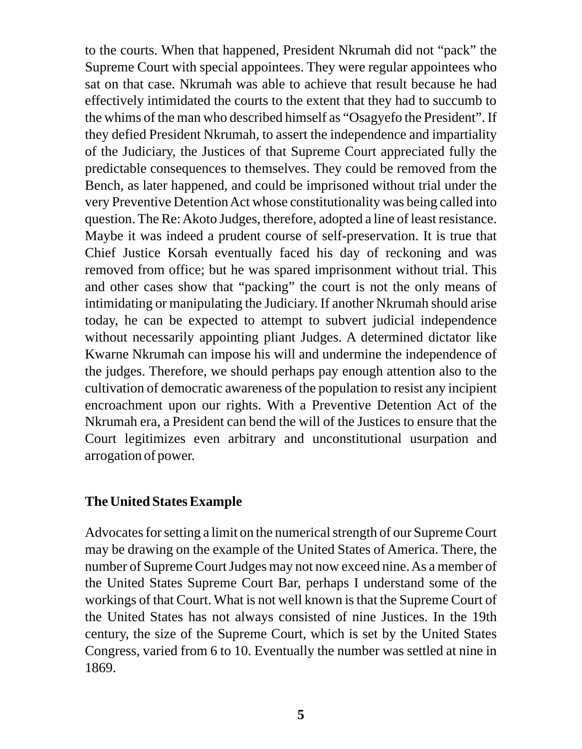to the courts. When that happened, President Nkrumah did not "pack" the Supreme Court with special appointees. They were regular appointees who sat on that case. Nkrumah was able to achieve that result because he had effectively intimidated the courts to the extent that they had to succumb to the whims of the man who described himself as "Osagyefo the President". If they defied President Nkrumah, to assert the independence and impartiality of the Judiciary, the Justices of that Supreme Court appreciated fully the predictable consequences to themselves. They could be removed from the Bench, as later happened, and could be imprisoned without trial under the very Preventive Detention Act whose constitutionality was being called into question. The Re: Akoto Judges, therefore, adopted a line of least resistance. Maybe it was indeed a prudent course of self-preservation. It is true that Chief Justice Korsah eventually faced his day of reckoning and was removed from office; but he was spared imprisonment without trial. This and other cases show that "packing" the court is not the only means of intimidating or manipulating the Judiciary. If another Nkrumah should arise today, he can be expected to attempt to subvert judicial independence without necessarily appointing pliant Judges. A determined dictator like Kwarne Nkrumah can impose his will and undermine the independence of the judges. Therefore, we should perhaps pay enough attention also to the cultivation of democratic awareness of the population to resist any incipient encroachment upon our rights. With a Preventive Detention Act of the Nkrumah era, a President can bend the will of the Justices to ensure that the Court legitimizes even arbitrary and unconstitutional usurpation and arrogation of power.

## The United States Example

Advocates for setting a limit on the numerical strength of our Supreme Court may be drawing on the example of the United States of America. There, the number of Supreme Court Judges may not now exceed nine. As a member of the United States Supreme Court Bar, perhaps I understand some of the workings of that Court. What is not well known is that the Supreme Court of the United States has not always consisted of nine Justices. In the 19th century, the size of the Supreme Court, which is set by the United States Congress, varied from 6 to 10. Eventually the number was settled at nine in 1869.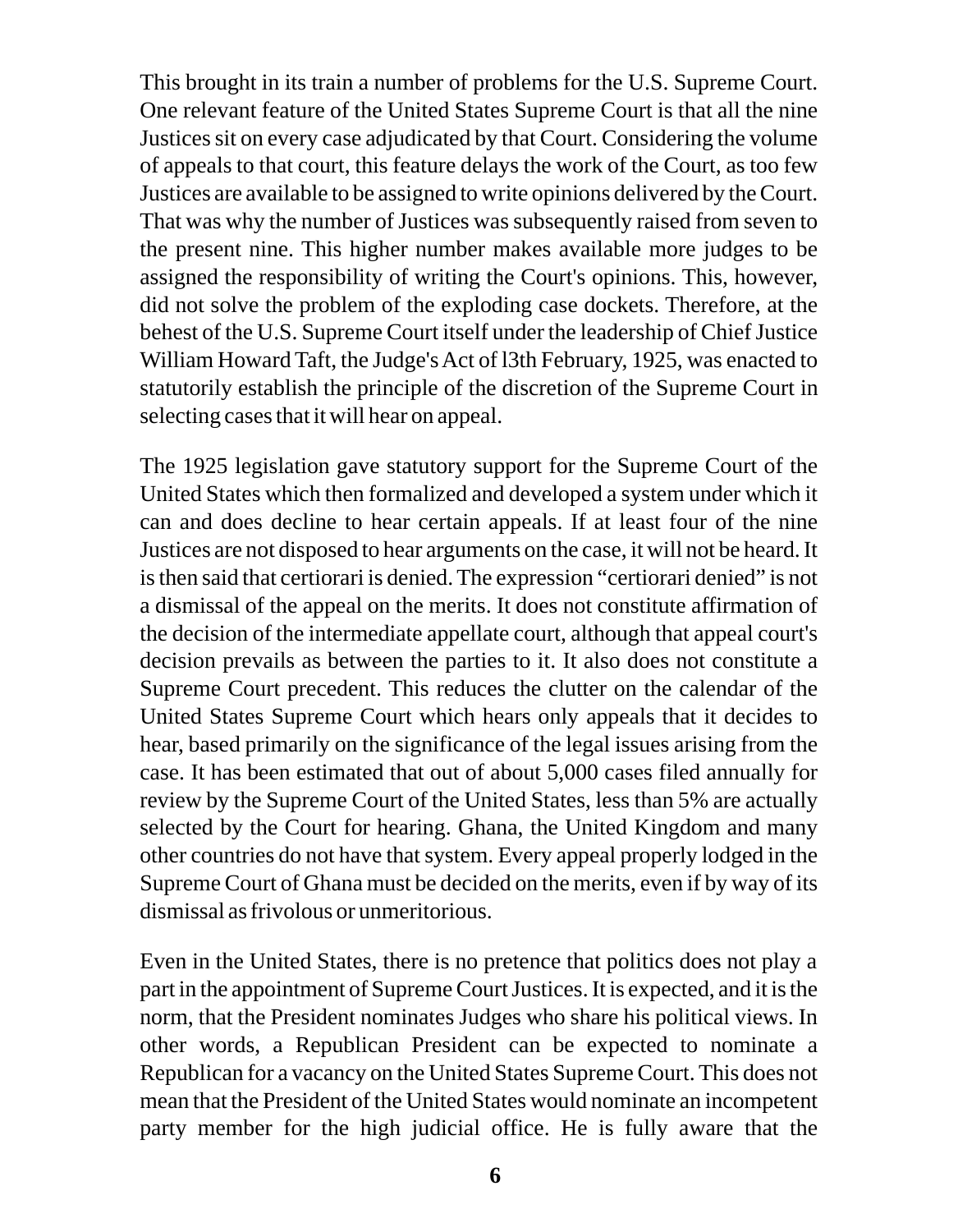This brought in its train a number of problems for the U.S. Supreme Court. One relevant feature of the United States Supreme Court is that all the nine Justices sit on every case adjudicated by that Court. Considering the volume of appeals to that court, this feature delays the work of the Court, as too few Justices are available to be assigned to write opinions delivered by the Court. That was why the number of Justices was subsequently raised from seven to the present nine. This higher number makes available more judges to be assigned the responsibility of writing the Court's opinions. This, however, did not solve the problem of the exploding case dockets. Therefore, at the behest of the U.S. Supreme Court itself under the leadership of Chief Justice William Howard Taft, the Judge's Act of l3th February, 1925, was enacted to statutorily establish the principle of the discretion of the Supreme Court in selecting cases that it will hear on appeal.

The 1925 legislation gave statutory support for the Supreme Court of the United States which then formalized and developed a system under which it can and does decline to hear certain appeals. If at least four of the nine Justices are not disposed to hear arguments on the case, it will not be heard. It is then said that certiorari is denied. The expression "certiorari denied" is not a dismissal of the appeal on the merits. It does not constitute affirmation of the decision of the intermediate appellate court, although that appeal court's decision prevails as between the parties to it. It also does not constitute a Supreme Court precedent. This reduces the clutter on the calendar of the United States Supreme Court which hears only appeals that it decides to hear, based primarily on the significance of the legal issues arising from the case. It has been estimated that out of about 5,000 cases filed annually for review by the Supreme Court of the United States, less than 5% are actually selected by the Court for hearing. Ghana, the United Kingdom and many other countries do not have that system. Every appeal properly lodged in the Supreme Court of Ghana must be decided on the merits, even if by way of its dismissal as frivolous or unmeritorious.

Even in the United States, there is no pretence that politics does not play a part in the appointment of Supreme Court Justices. It is expected, and it is the norm, that the President nominates Judges who share his political views. In other words, a Republican President can be expected to nominate a Republican for a vacancy on the United States Supreme Court. This does not mean that the President of the United States would nominate an incompetent party member for the high judicial office. He is fully aware that the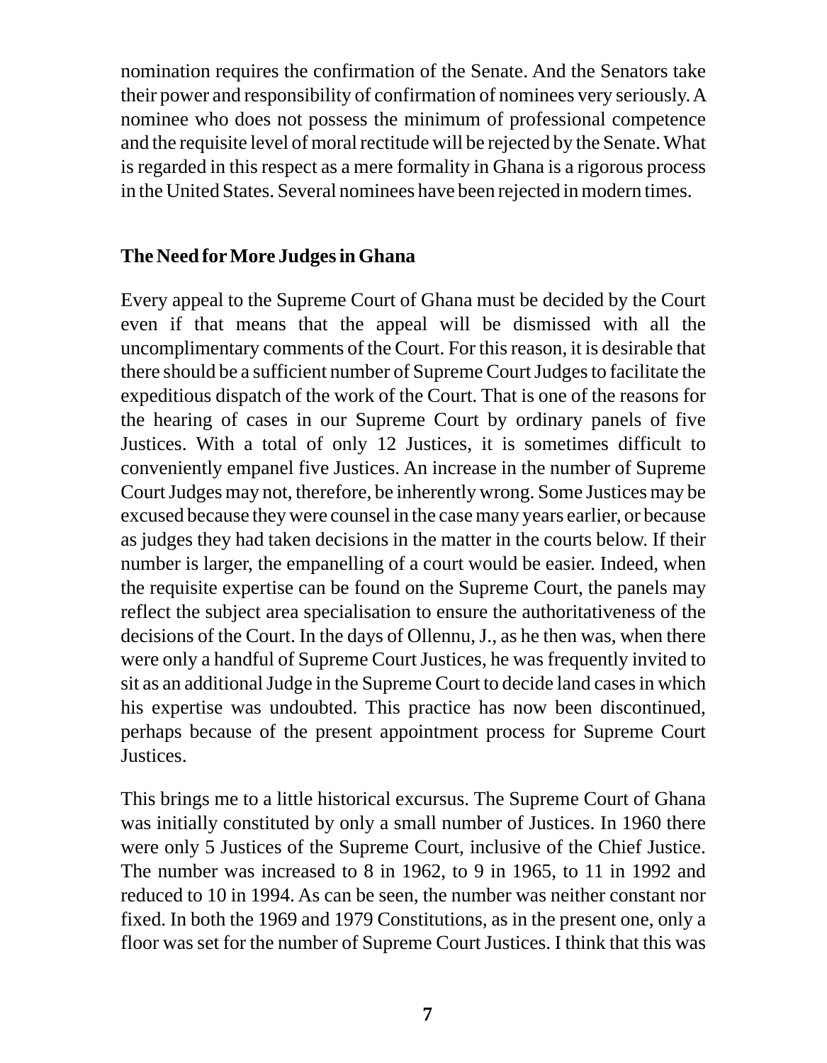nomination requires the confirmation of the Senate. And the Senators take their power and responsibility of confirmation of nominees very seriously. A nominee who does not possess the minimum of professional competence and the requisite level of moral rectitude will be rejected by the Senate. What is regarded in this respect as a mere formality in Ghana is a rigorous process in the United States. Several nominees have been rejected in modern times.

## The Need for More Judges in Ghana

Every appeal to the Supreme Court of Ghana must be decided by the Court even if that means that the appeal will be dismissed with all the uncomplimentary comments of the Court. For this reason, it is desirable that there should be a sufficient number of Supreme Court Judges to facilitate the expeditious dispatch of the work of the Court. That is one of the reasons for the hearing of cases in our Supreme Court by ordinary panels of five Justices. With a total of only 12 Justices, it is sometimes difficult to conveniently empanel five Justices. An increase in the number of Supreme Court Judges may not, therefore, be inherently wrong. Some Justices may be excused because they were counsel in the case many years earlier, or because as judges they had taken decisions in the matter in the courts below. If their number is larger, the empanelling of a court would be easier. Indeed, when the requisite expertise can be found on the Supreme Court, the panels may reflect the subject area specialisation to ensure the authoritativeness of the decisions of the Court. In the days of Ollennu, J., as he then was, when there were only a handful of Supreme Court Justices, he was frequently invited to sit as an additional Judge in the Supreme Court to decide land cases in which his expertise was undoubted. This practice has now been discontinued, perhaps because of the present appointment process for Supreme Court Justices.

This brings me to a little historical excursus. The Supreme Court of Ghana was initially constituted by only a small number of Justices. In 1960 there were only 5 Justices of the Supreme Court, inclusive of the Chief Justice. The number was increased to 8 in 1962, to 9 in 1965, to 11 in 1992 and reduced to 10 in 1994. As can be seen, the number was neither constant nor fixed. In both the 1969 and 1979 Constitutions, as in the present one, only a floor was set for the number of Supreme Court Justices. I think that this was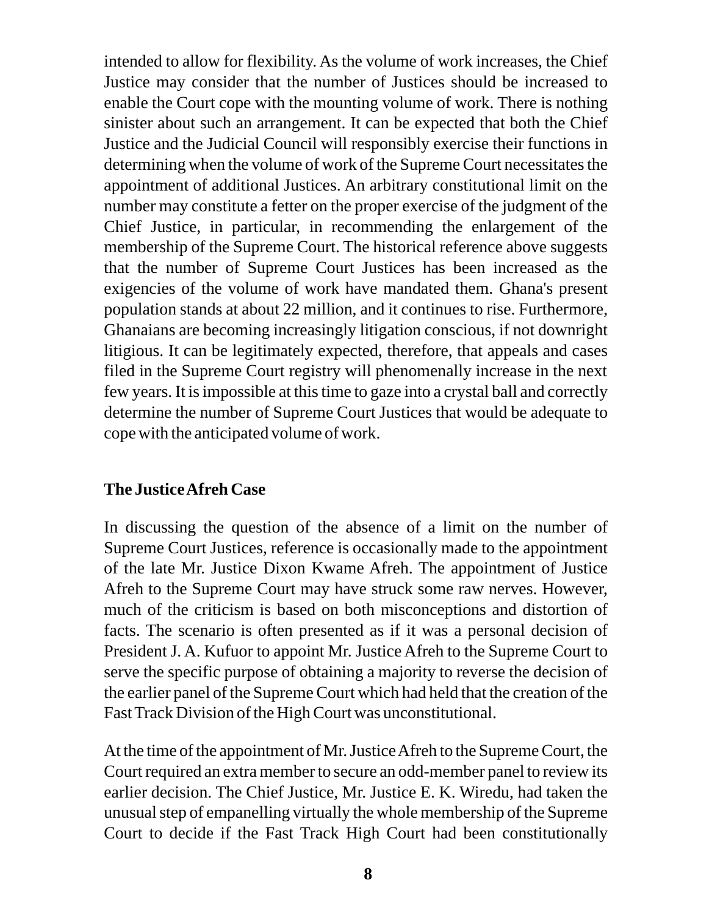intended to allow for flexibility. As the volume of work increases, the Chief Justice may consider that the number of Justices should be increased to enable the Court cope with the mounting volume of work. There is nothing sinister about such an arrangement. It can be expected that both the Chief Justice and the Judicial Council will responsibly exercise their functions in determining when the volume of work of the Supreme Court necessitates the appointment of additional Justices. An arbitrary constitutional limit on the number may constitute a fetter on the proper exercise of the judgment of the Chief Justice, in particular, in recommending the enlargement of the membership of the Supreme Court. The historical reference above suggests that the number of Supreme Court Justices has been increased as the exigencies of the volume of work have mandated them. Ghana's present population stands at about 22 million, and it continues to rise. Furthermore, Ghanaians are becoming increasingly litigation conscious, if not downright litigious. It can be legitimately expected, therefore, that appeals and cases filed in the Supreme Court registry will phenomenally increase in the next few years. It is impossible at this time to gaze into a crystal ball and correctly determine the number of Supreme Court Justices that would be adequate to cope with the anticipated volume of work.

**The Justice Afreh Case**

In discussing the question of the absence of a limit on the number of Supreme Court Justices, reference is occasionally made to the appointment of the late Mr. Justice Dixon Kwame Afreh. The appointment of Justice Afreh to the Supreme Court may have struck some raw nerves. However, much of the criticism is based on both misconceptions and distortion of facts. The scenario is often presented as if it was a personal decision of President J. A. Kufuor to appoint Mr. Justice Afreh to the Supreme Court to serve the specific purpose of obtaining a majority to reverse the decision of the earlier panel of the Supreme Court which had held that the creation of the Fast Track Division of the High Court was unconstitutional.

At the time of the appointment of Mr. Justice Afreh to the Supreme Court, the Court required an extra member to secure an odd-member panel to review its earlier decision. The Chief Justice, Mr. Justice E. K. Wiredu, had taken the unusual step of empanelling virtually the whole membership of the Supreme Court to decide if the Fast Track High Court had been constitutionally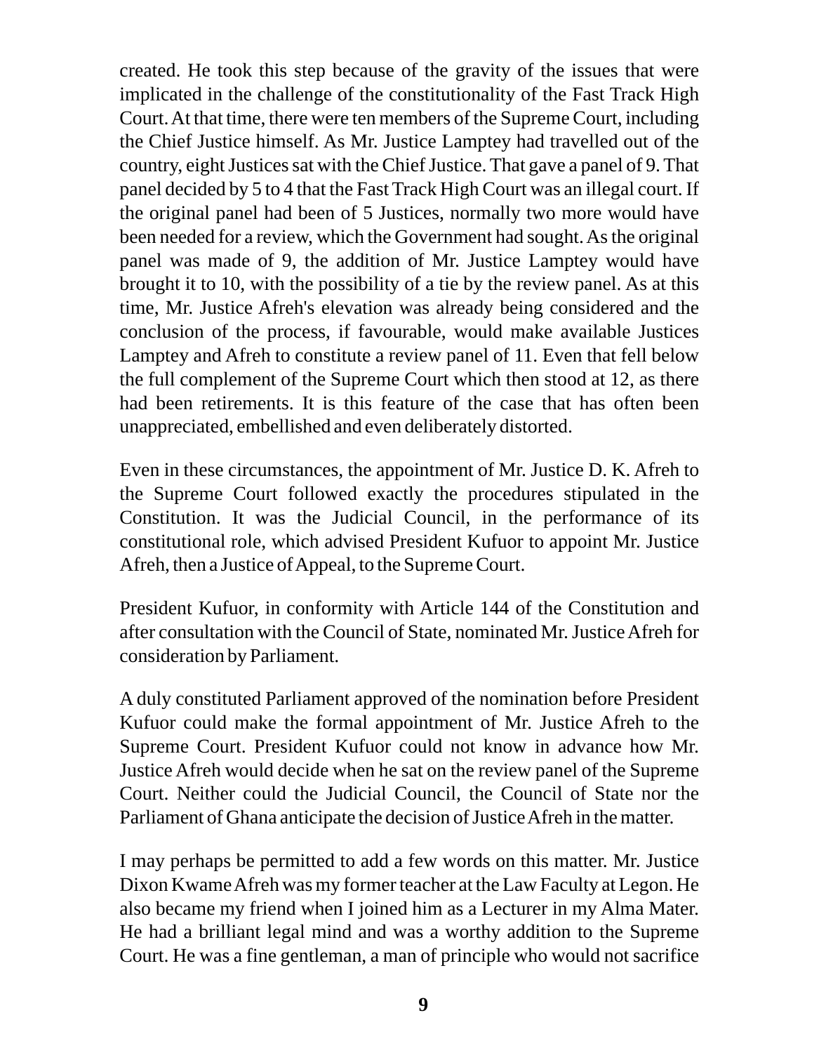created. He took this step because of the gravity of the issues that were implicated in the challenge of the constitutionality of the Fast Track High Court. At that time, there were ten members of the Supreme Court, including the Chief Justice himself. As Mr. Justice Lamptey had travelled out of the country, eight Justices sat with the Chief Justice. That gave a panel of 9. That panel decided by 5 to 4 that the Fast Track High Court was an illegal court. If the original panel had been of 5 Justices, normally two more would have been needed for a review, which the Government had sought. As the original panel was made of 9, the addition of Mr. Justice Lamptey would have brought it to 10, with the possibility of a tie by the review panel. As at this time, Mr. Justice Afreh's elevation was already being considered and the conclusion of the process, if favourable, would make available Justices Lamptey and Afreh to constitute a review panel of 11. Even that fell below the full complement of the Supreme Court which then stood at 12, as there had been retirements. It is this feature of the case that has often been unappreciated, embellished and even deliberately distorted.

Even in these circumstances, the appointment of Mr. Justice D. K. Afreh to the Supreme Court followed exactly the procedures stipulated in the Constitution. It was the Judicial Council, in the performance of its constitutional role, which advised President Kufuor to appoint Mr. Justice Afreh, then a Justice of Appeal, to the Supreme Court.

President Kufuor, in conformity with Article 144 of the Constitution and after consultation with the Council of State, nominated Mr. Justice Afreh for consideration by Parliament.

A duly constituted Parliament approved of the nomination before President Kufuor could make the formal appointment of Mr. Justice Afreh to the Supreme Court. President Kufuor could not know in advance how Mr. Justice Afreh would decide when he sat on the review panel of the Supreme Court. Neither could the Judicial Council, the Council of State nor the Parliament of Ghana anticipate the decision of Justice Afreh in the matter.

I may perhaps be permitted to add a few words on this matter. Mr. Justice Dixon Kwame Afreh was my former teacher at the Law Faculty at Legon. He also became my friend when I joined him as a Lecturer in my Alma Mater. He had a brilliant legal mind and was a worthy addition to the Supreme Court. He was a fine gentleman, a man of principle who would not sacrifice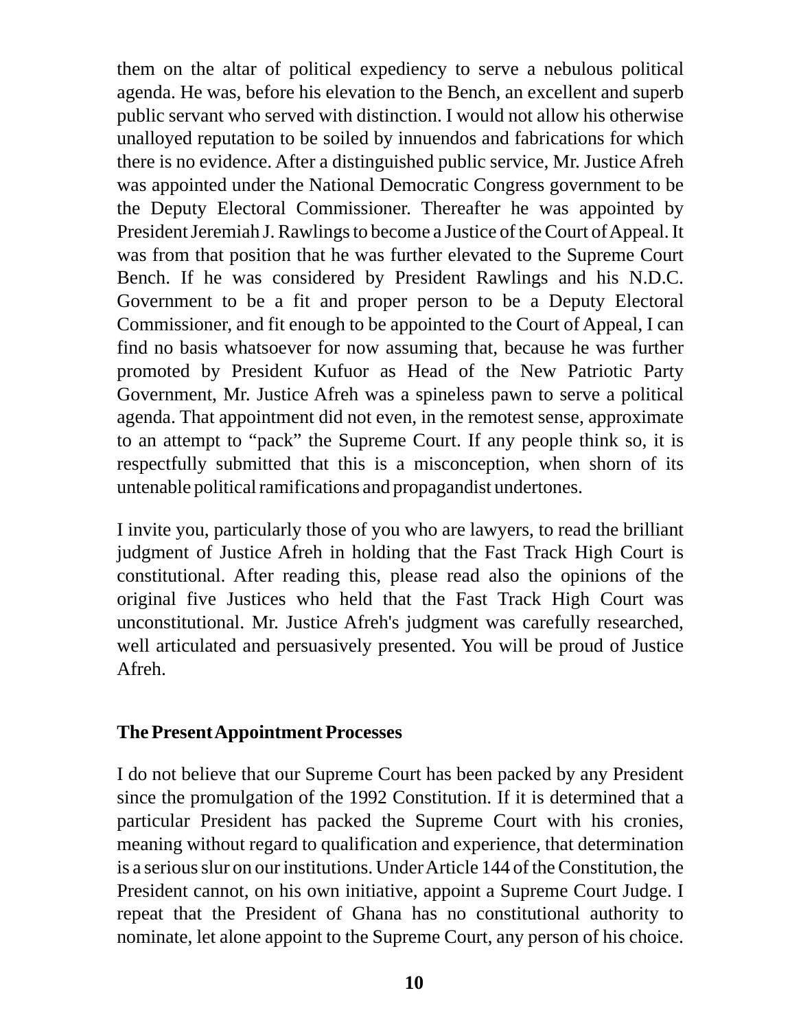them on the altar of political expediency to serve a nebulous political agenda. He was, before his elevation to the Bench, an excellent and superb public servant who served with distinction. I would not allow his otherwise unalloyed reputation to be soiled by innuendos and fabrications for which there is no evidence. After a distinguished public service, Mr. Justice Afreh was appointed under the National Democratic Congress government to be the Deputy Electoral Commissioner. Thereafter he was appointed by President Jeremiah J. Rawlings to become a Justice of the Court of Appeal. It was from that position that he was further elevated to the Supreme Court Bench. If he was considered by President Rawlings and his N.D.C. Government to be a fit and proper person to be a Deputy Electoral Commissioner, and fit enough to be appointed to the Court of Appeal, I can find no basis whatsoever for now assuming that, because he was further promoted by President Kufuor as Head of the New Patriotic Party Government, Mr. Justice Afreh was a spineless pawn to serve a political agenda. That appointment did not even, in the remotest sense, approximate to an attempt to "pack" the Supreme Court. If any people think so, it is respectfully submitted that this is a misconception, when shorn of its untenable political ramifications and propagandist undertones.

I invite you, particularly those of you who are lawyers, to read the brilliant judgment of Justice Afreh in holding that the Fast Track High Court is constitutional. After reading this, please read also the opinions of the original five Justices who held that the Fast Track High Court was unconstitutional. Mr. Justice Afreh's judgment was carefully researched, well articulated and persuasively presented. You will be proud of Justice Afreh.

## The Present Appointment Processes

I do not believe that our Supreme Court has been packed by any President since the promulgation of the 1992 Constitution. If it is determined that a particular President has packed the Supreme Court with his cronies, meaning without regard to qualification and experience, that determination is a serious slur on our institutions. Under Article 144 of the Constitution, the President cannot, on his own initiative, appoint a Supreme Court Judge. I repeat that the President of Ghana has no constitutional authority to nominate, let alone appoint to the Supreme Court, any person of his choice.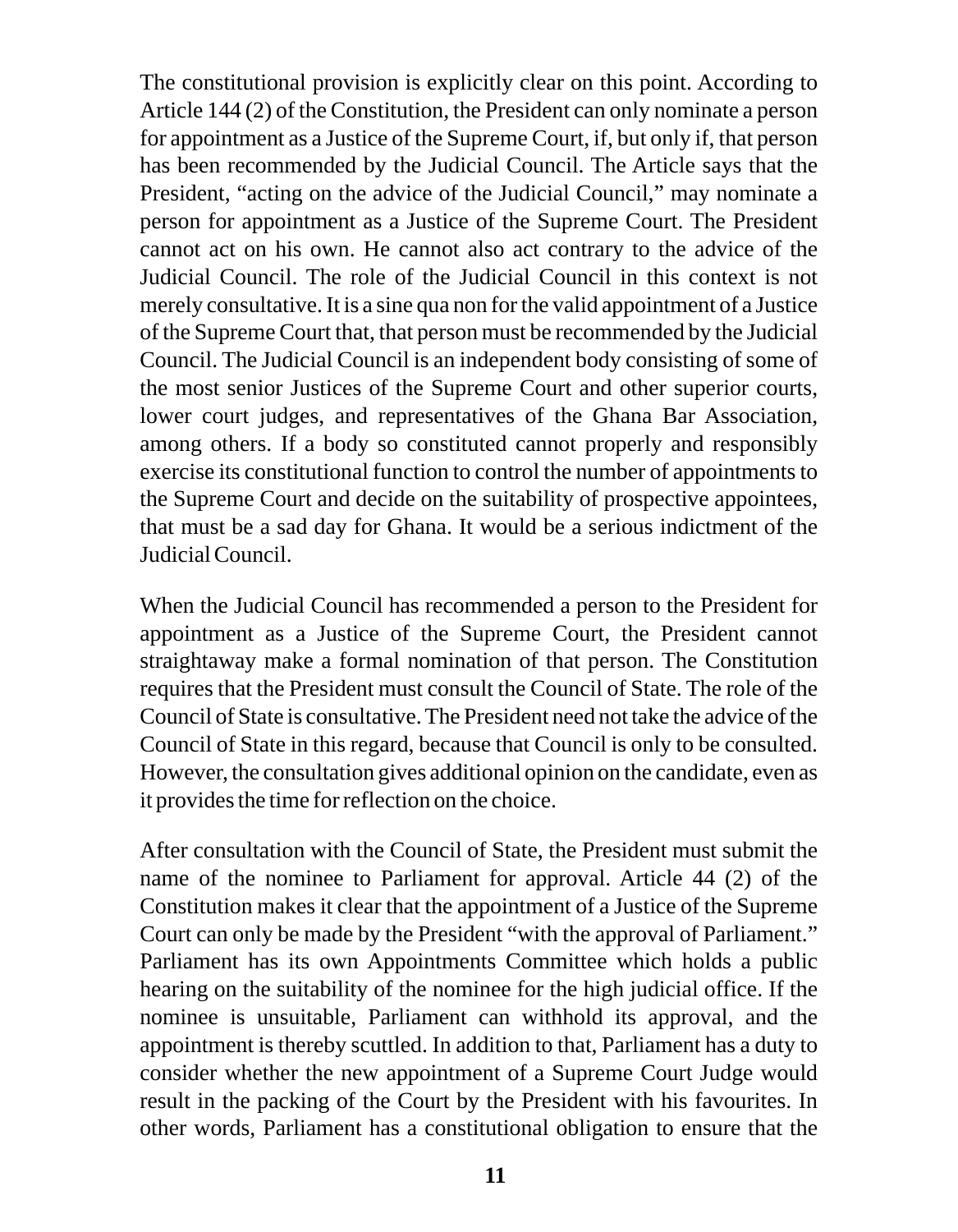The constitutional provision is explicitly clear on this point. According to Article 144 (2) of the Constitution, the President can only nominate a person for appointment as a Justice of the Supreme Court, if, but only if, that person has been recommended by the Judicial Council. The Article says that the President, "acting on the advice of the Judicial Council," may nominate a person for appointment as a Justice of the Supreme Court. The President cannot act on his own. He cannot also act contrary to the advice of the Judicial Council. The role of the Judicial Council in this context is not merely consultative. It is a sine qua non for the valid appointment of a Justice of the Supreme Court that, that person must be recommended by the Judicial Council. The Judicial Council is an independent body consisting of some of the most senior Justices of the Supreme Court and other superior courts, lower court judges, and representatives of the Ghana Bar Association, among others. If a body so constituted cannot properly and responsibly exercise its constitutional function to control the number of appointments to the Supreme Court and decide on the suitability of prospective appointees, that must be a sad day for Ghana. It would be a serious indictment of the Judicial Council.

When the Judicial Council has recommended a person to the President for appointment as a Justice of the Supreme Court, the President cannot straightaway make a formal nomination of that person. The Constitution requires that the President must consult the Council of State. The role of the Council of State is consultative. The President need not take the advice of the Council of State in this regard, because that Council is only to be consulted. However, the consultation gives additional opinion on the candidate, even as it provides the time for reflection on the choice.

After consultation with the Council of State, the President must submit the name of the nominee to Parliament for approval. Article 44 (2) of the Constitution makes it clear that the appointment of a Justice of the Supreme Court can only be made by the President "with the approval of Parliament." Parliament has its own Appointments Committee which holds a public hearing on the suitability of the nominee for the high judicial office. If the nominee is unsuitable, Parliament can withhold its approval, and the appointment is thereby scuttled. In addition to that, Parliament has a duty to consider whether the new appointment of a Supreme Court Judge would result in the packing of the Court by the President with his favourites. In other words, Parliament has a constitutional obligation to ensure that the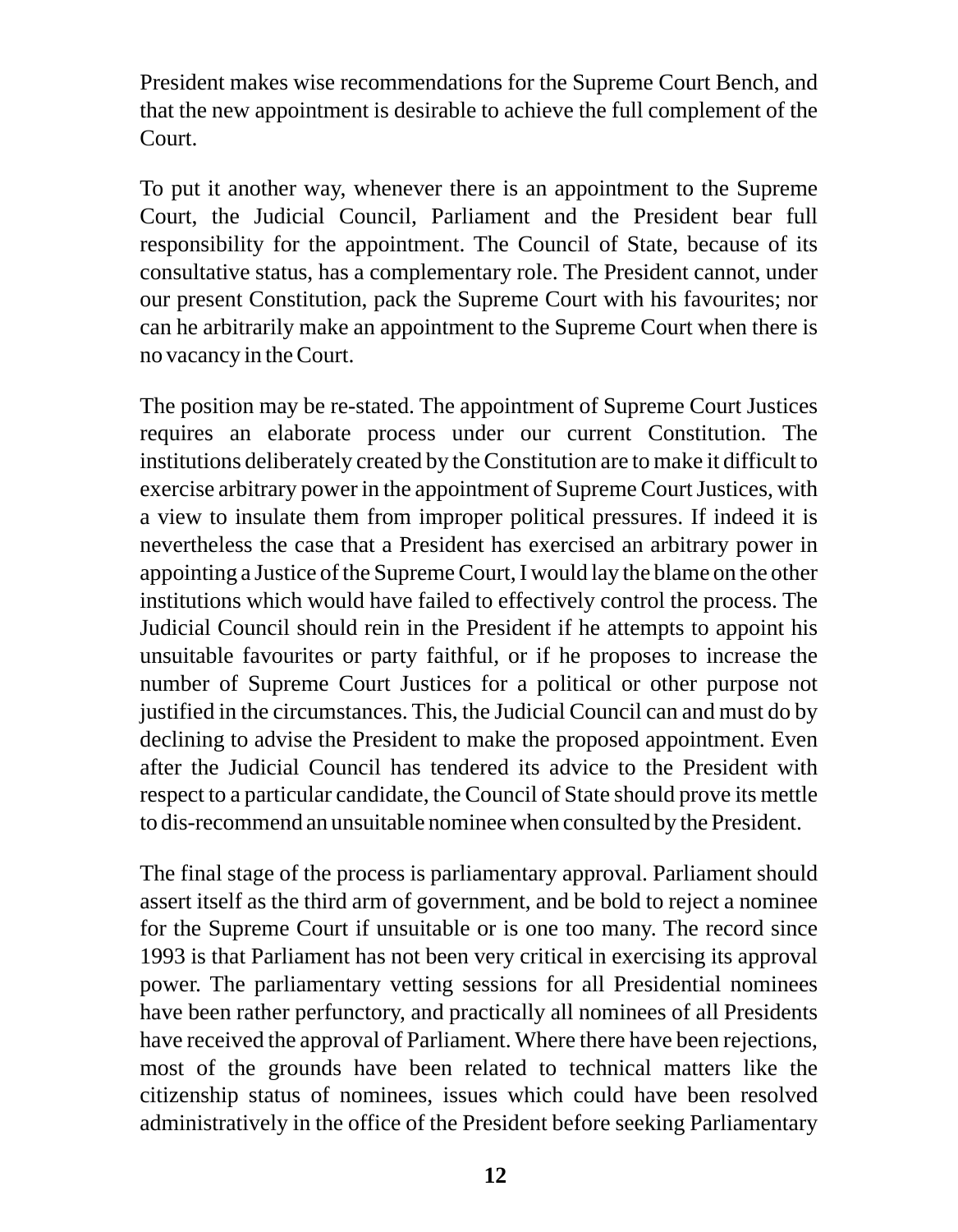President makes wise recommendations for the Supreme Court Bench, and that the new appointment is desirable to achieve the full complement of the Court.

To put it another way, whenever there is an appointment to the Supreme Court, the Judicial Council, Parliament and the President bear full responsibility for the appointment. The Council of State, because of its consultative status, has a complementary role. The President cannot, under our present Constitution, pack the Supreme Court with his favourites; nor can he arbitrarily make an appointment to the Supreme Court when there is no vacancy in the Court.

The position may be re-stated. The appointment of Supreme Court Justices requires an elaborate process under our current Constitution. The institutions deliberately created by the Constitution are to make it difficult to exercise arbitrary power in the appointment of Supreme Court Justices, with a view to insulate them from improper political pressures. If indeed it is nevertheless the case that a President has exercised an arbitrary power in appointing a Justice of the Supreme Court, I would lay the blame on the other institutions which would have failed to effectively control the process. The Judicial Council should rein in the President if he attempts to appoint his unsuitable favourites or party faithful, or if he proposes to increase the number of Supreme Court Justices for a political or other purpose not justified in the circumstances. This, the Judicial Council can and must do by declining to advise the President to make the proposed appointment. Even after the Judicial Council has tendered its advice to the President with respect to a particular candidate, the Council of State should prove its mettle to dis-recommend an unsuitable nominee when consulted by the President.

The final stage of the process is parliamentary approval. Parliament should assert itself as the third arm of government, and be bold to reject a nominee for the Supreme Court if unsuitable or is one too many. The record since 1993 is that Parliament has not been very critical in exercising its approval power. The parliamentary vetting sessions for all Presidential nominees have been rather perfunctory, and practically all nominees of all Presidents have received the approval of Parliament. Where there have been rejections, most of the grounds have been related to technical matters like the citizenship status of nominees, issues which could have been resolved administratively in the office of the President before seeking Parliamentary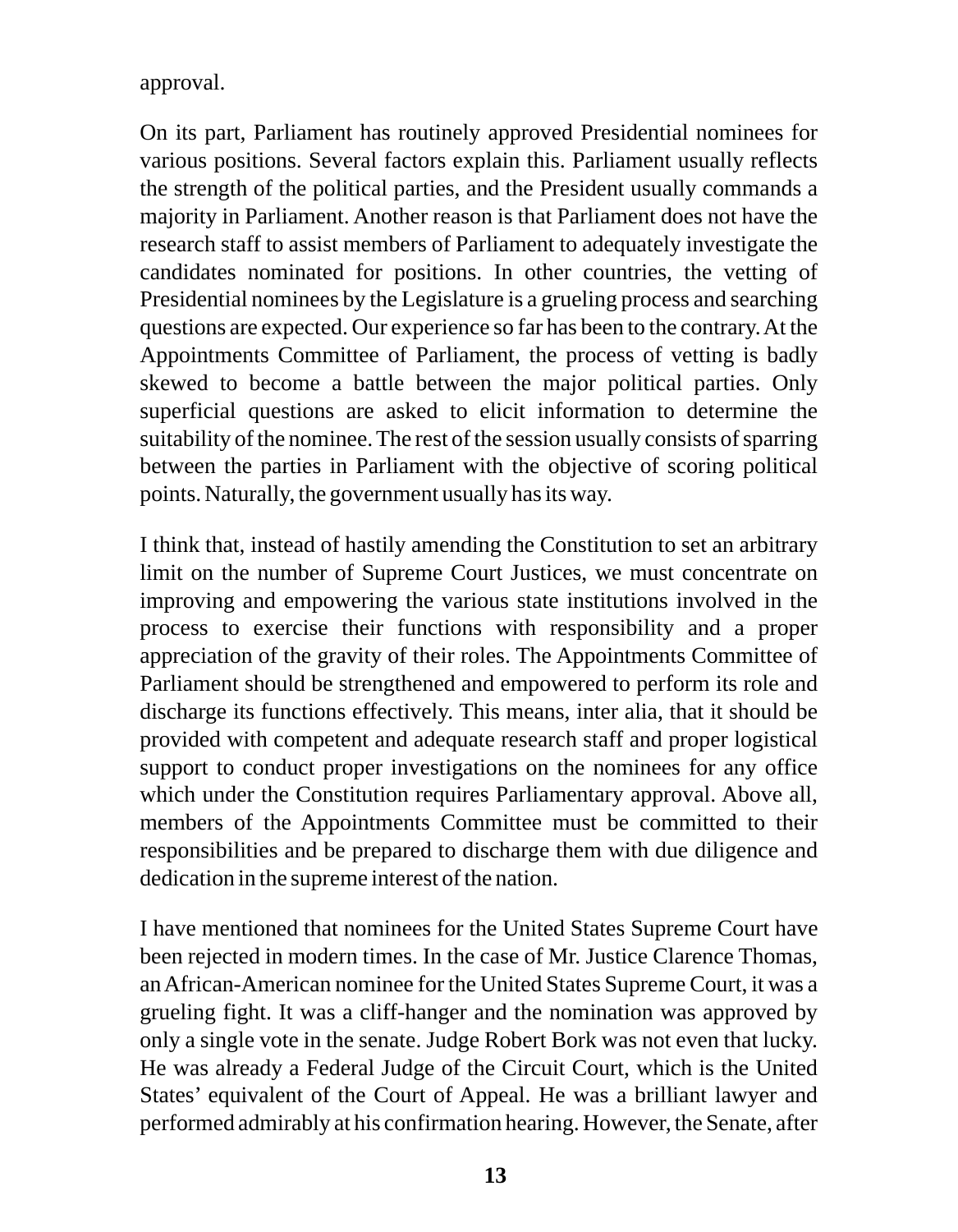approval.

On its part, Parliament has routinely approved Presidential nominees for various positions. Several factors explain this. Parliament usually reflects the strength of the political parties, and the President usually commands a majority in Parliament. Another reason is that Parliament does not have the research staff to assist members of Parliament to adequately investigate the candidates nominated for positions. In other countries, the vetting of Presidential nominees by the Legislature is a grueling process and searching questions are expected. Our experience so far has been to the contrary. At the Appointments Committee of Parliament, the process of vetting is badly skewed to become a battle between the major political parties. Only superficial questions are asked to elicit information to determine the suitability of the nominee. The rest of the session usually consists of sparring between the parties in Parliament with the objective of scoring political points. Naturally, the government usually has its way.

I think that, instead of hastily amending the Constitution to set an arbitrary limit on the number of Supreme Court Justices, we must concentrate on improving and empowering the various state institutions involved in the process to exercise their functions with responsibility and a proper appreciation of the gravity of their roles. The Appointments Committee of Parliament should be strengthened and empowered to perform its role and discharge its functions effectively. This means, inter alia, that it should be provided with competent and adequate research staff and proper logistical support to conduct proper investigations on the nominees for any office which under the Constitution requires Parliamentary approval. Above all, members of the Appointments Committee must be committed to their responsibilities and be prepared to discharge them with due diligence and dedication in the supreme interest of the nation.

I have mentioned that nominees for the United States Supreme Court have been rejected in modern times. In the case of Mr. Justice Clarence Thomas, an African-American nominee for the United States Supreme Court, it was a grueling fight. It was a cliff-hanger and the nomination was approved by only a single vote in the senate. Judge Robert Bork was not even that lucky. He was already a Federal Judge of the Circuit Court, which is the United States' equivalent of the Court of Appeal. He was a brilliant lawyer and performed admirably at his confirmation hearing. However, the Senate, after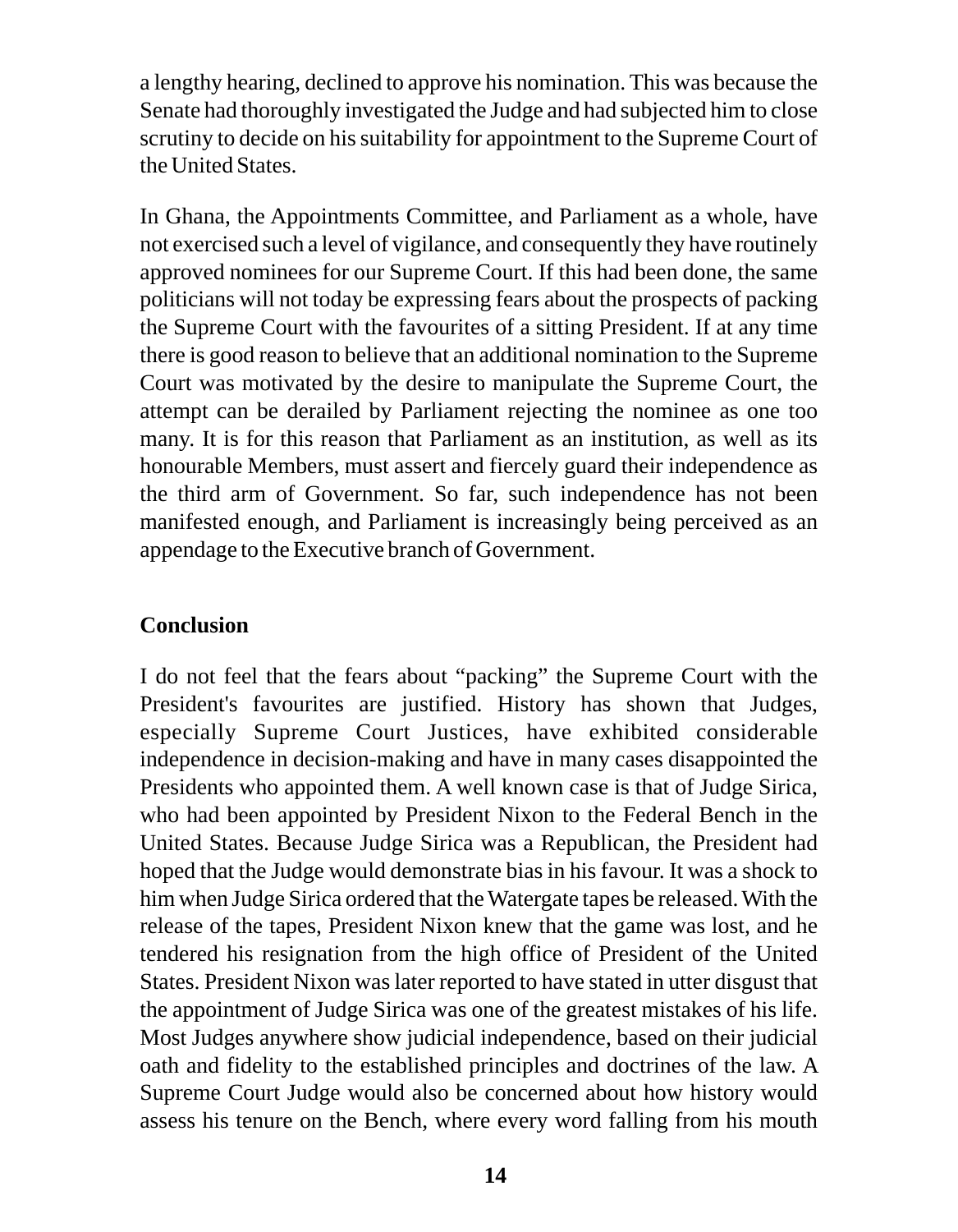a lengthy hearing, declined to approve his nomination. This was because the Senate had thoroughly investigated the Judge and had subjected him to close scrutiny to decide on his suitability for appointment to the Supreme Court of the United States.

In Ghana, the Appointments Committee, and Parliament as a whole, have not exercised such a level of vigilance, and consequently they have routinely approved nominees for our Supreme Court. If this had been done, the same politicians will not today be expressing fears about the prospects of packing the Supreme Court with the favourites of a sitting President. If at any time there is good reason to believe that an additional nomination to the Supreme Court was motivated by the desire to manipulate the Supreme Court, the attempt can be derailed by Parliament rejecting the nominee as one too many. It is for this reason that Parliament as an institution, as well as its honourable Members, must assert and fiercely guard their independence as the third arm of Government. So far, such independence has not been manifested enough, and Parliament is increasingly being perceived as an appendage to the Executive branch of Government.

## Conclusion

I do not feel that the fears about "packing" the Supreme Court with the President's favourites are justified. History has shown that Judges, especially Supreme Court Justices, have exhibited considerable independence in decision-making and have in many cases disappointed the Presidents who appointed them. A well known case is that of Judge Sirica, who had been appointed by President Nixon to the Federal Bench in the United States. Because Judge Sirica was a Republican, the President had hoped that the Judge would demonstrate bias in his favour. It was a shock to him when Judge Sirica ordered that the Watergate tapes be released. With the release of the tapes, President Nixon knew that the game was lost, and he tendered his resignation from the high office of President of the United States. President Nixon was later reported to have stated in utter disgust that the appointment of Judge Sirica was one of the greatest mistakes of his life. Most Judges anywhere show judicial independence, based on their judicial oath and fidelity to the established principles and doctrines of the law. A Supreme Court Judge would also be concerned about how history would assess his tenure on the Bench, where every word falling from his mouth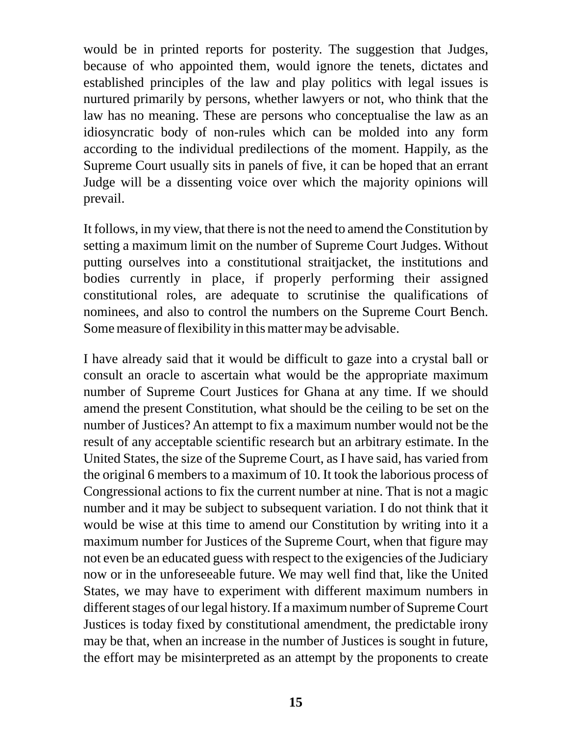would be in printed reports for posterity. The suggestion that Judges, because of who appointed them, would ignore the tenets, dictates and established principles of the law and play politics with legal issues is nurtured primarily by persons, whether lawyers or not, who think that the law has no meaning. These are persons who conceptualise the law as an idiosyncratic body of non-rules which can be molded into any form according to the individual predilections of the moment. Happily, as the Supreme Court usually sits in panels of five, it can be hoped that an errant Judge will be a dissenting voice over which the majority opinions will prevail.

It follows, in my view, that there is not the need to amend the Constitution by setting a maximum limit on the number of Supreme Court Judges. Without putting ourselves into a constitutional straitjacket, the institutions and bodies currently in place, if properly performing their assigned constitutional roles, are adequate to scrutinise the qualifications of nominees, and also to control the numbers on the Supreme Court Bench. Some measure of flexibility in this matter may be advisable.

I have already said that it would be difficult to gaze into a crystal ball or consult an oracle to ascertain what would be the appropriate maximum number of Supreme Court Justices for Ghana at any time. If we should amend the present Constitution, what should be the ceiling to be set on the number of Justices? An attempt to fix a maximum number would not be the result of any acceptable scientific research but an arbitrary estimate. In the United States, the size of the Supreme Court, as I have said, has varied from the original 6 members to a maximum of 10. It took the laborious process of Congressional actions to fix the current number at nine. That is not a magic number and it may be subject to subsequent variation. I do not think that it would be wise at this time to amend our Constitution by writing into it a maximum number for Justices of the Supreme Court, when that figure may not even be an educated guess with respect to the exigencies of the Judiciary now or in the unforeseeable future. We may well find that, like the United States, we may have to experiment with different maximum numbers in different stages of our legal history. If a maximum number of Supreme Court Justices is today fixed by constitutional amendment, the predictable irony may be that, when an increase in the number of Justices is sought in future, the effort may be misinterpreted as an attempt by the proponents to create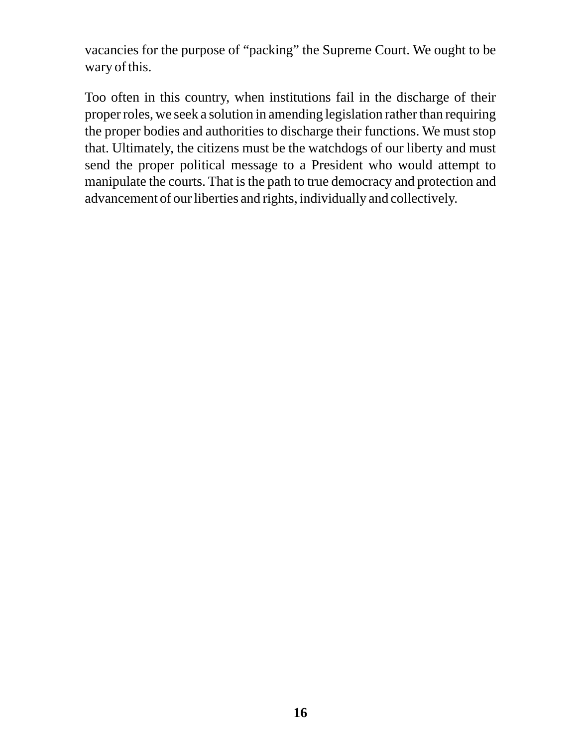vacancies for the purpose of "packing" the Supreme Court. We ought to be wary of this.

Too often in this country, when institutions fail in the discharge of their proper roles, we seek a solution in amending legislation rather than requiring the proper bodies and authorities to discharge their functions. We must stop that. Ultimately, the citizens must be the watchdogs of our liberty and must send the proper political message to a President who would attempt to manipulate the courts. That is the path to true democracy and protection and advancement of our liberties and rights, individually and collectively.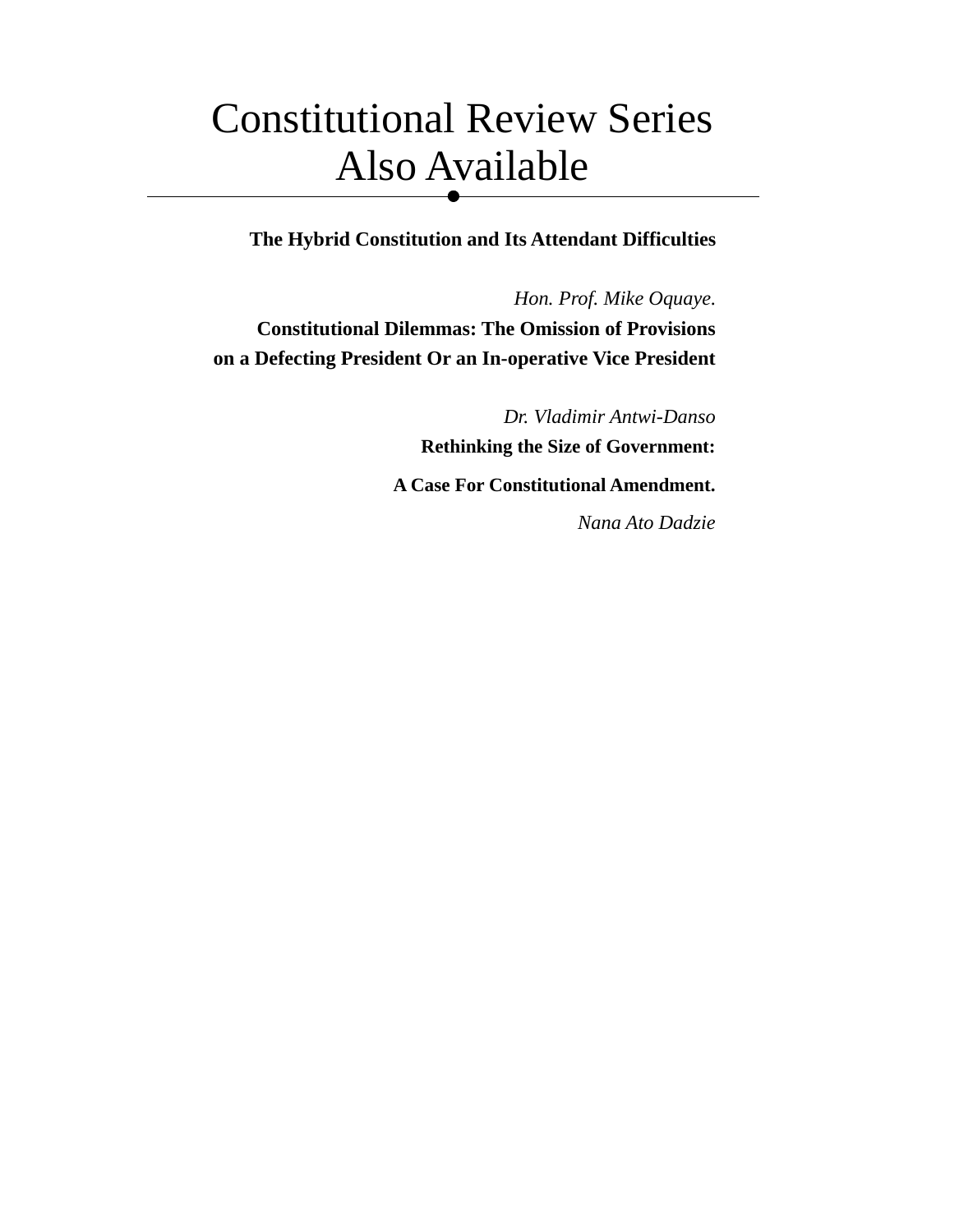# Constitutional Review Series Also Available

**The Hybrid Constitution and Its Attendant Difficulties**

*Hon. Prof. Mike Oquaye.*

**Constitutional Dilemmas: The Omission of Provisions on a Defecting President Or an In-operative Vice President**

*Dr. Vladimir Antwi-Danso*

**Rethinking the Size of Government:**

**A Case For Constitutional Amendment.**

*Nana Ato Dadzie*